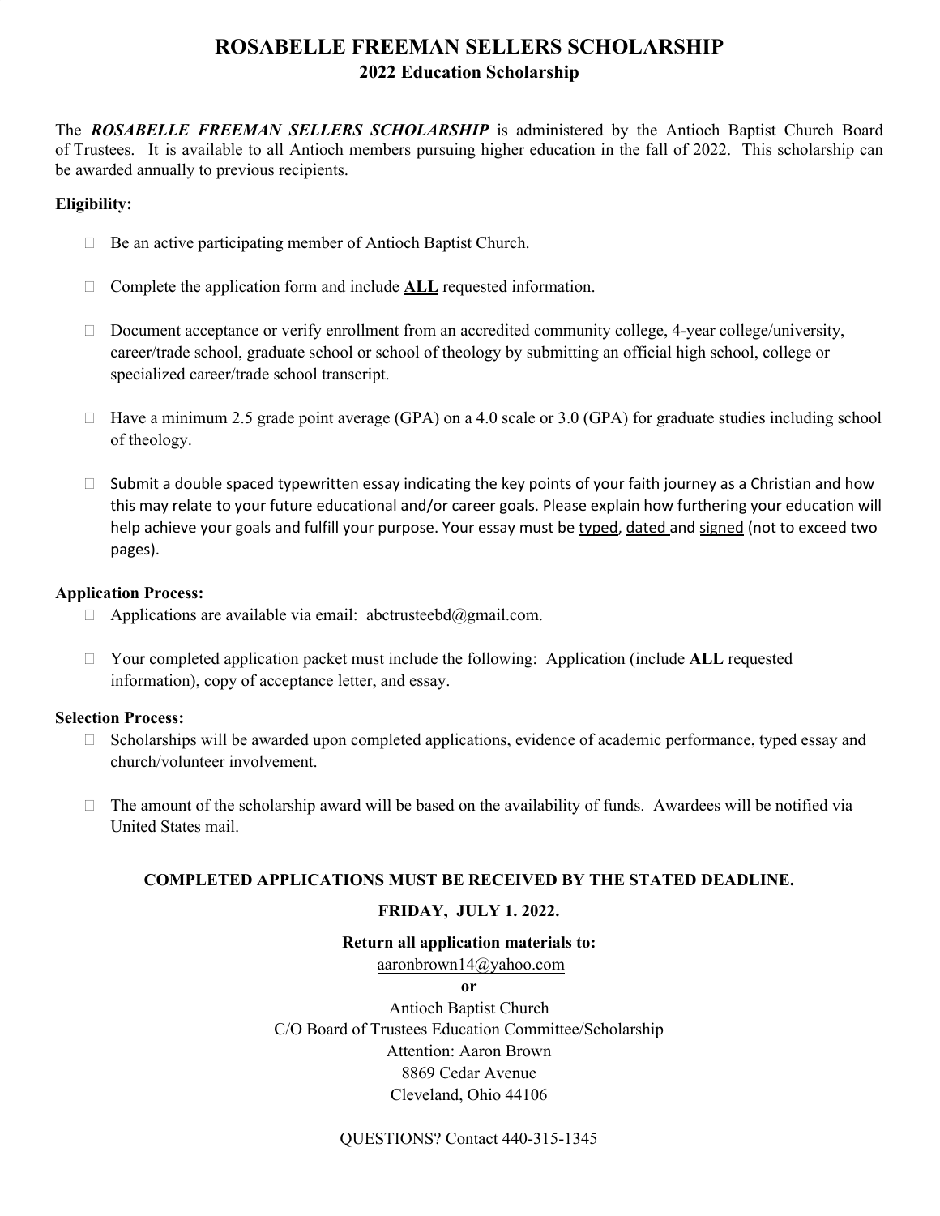# ROSABELLE FREEMAN SELLERS SCHOLARSHIP

## 2022 Education Scholarship

The ***ROSABELLE FREEMAN SELLERS SCHOLARSHIP*** is administered by the Antioch Baptist Church Board of Trustees. It is available to all Antioch members pursuing higher education in the fall of 2022. This scholarship can be awarded annually to previous recipients.

**Eligibility:**

- Be an active participating member of Antioch Baptist Church.
- Complete the application form and include **ALL** requested information.
- Document acceptance or verify enrollment from an accredited community college, 4-year college/university, career/trade school, graduate school or school of theology by submitting an official high school, college or specialized career/trade school transcript.
- Have a minimum 2.5 grade point average (GPA) on a 4.0 scale or 3.0 (GPA) for graduate studies including school of theology.
- Submit a double spaced typewritten essay indicating the key points of your faith journey as a Christian and how this may relate to your future educational and/or career goals. Please explain how furthering your education will help achieve your goals and fulfill your purpose. Your essay must be typed, dated and signed (not to exceed two pages).

**Application Process:**

- Applications are available via email: abctrusteebd@gmail.com.
- Your completed application packet must include the following: Application (include **ALL** requested information), copy of acceptance letter, and essay.

**Selection Process:**

- Scholarships will be awarded upon completed applications, evidence of academic performance, typed essay and church/volunteer involvement.
- The amount of the scholarship award will be based on the availability of funds. Awardees will be notified via United States mail.

**COMPLETED APPLICATIONS MUST BE RECEIVED BY THE STATED DEADLINE.**

**FRIDAY, JULY 1. 2022.**

**Return all application materials to:**

aaronbrown14@yahoo.com

**or**

Antioch Baptist Church
C/O Board of Trustees Education Committee/Scholarship
Attention: Aaron Brown
8869 Cedar Avenue
Cleveland, Ohio 44106

QUESTIONS? Contact 440-315-1345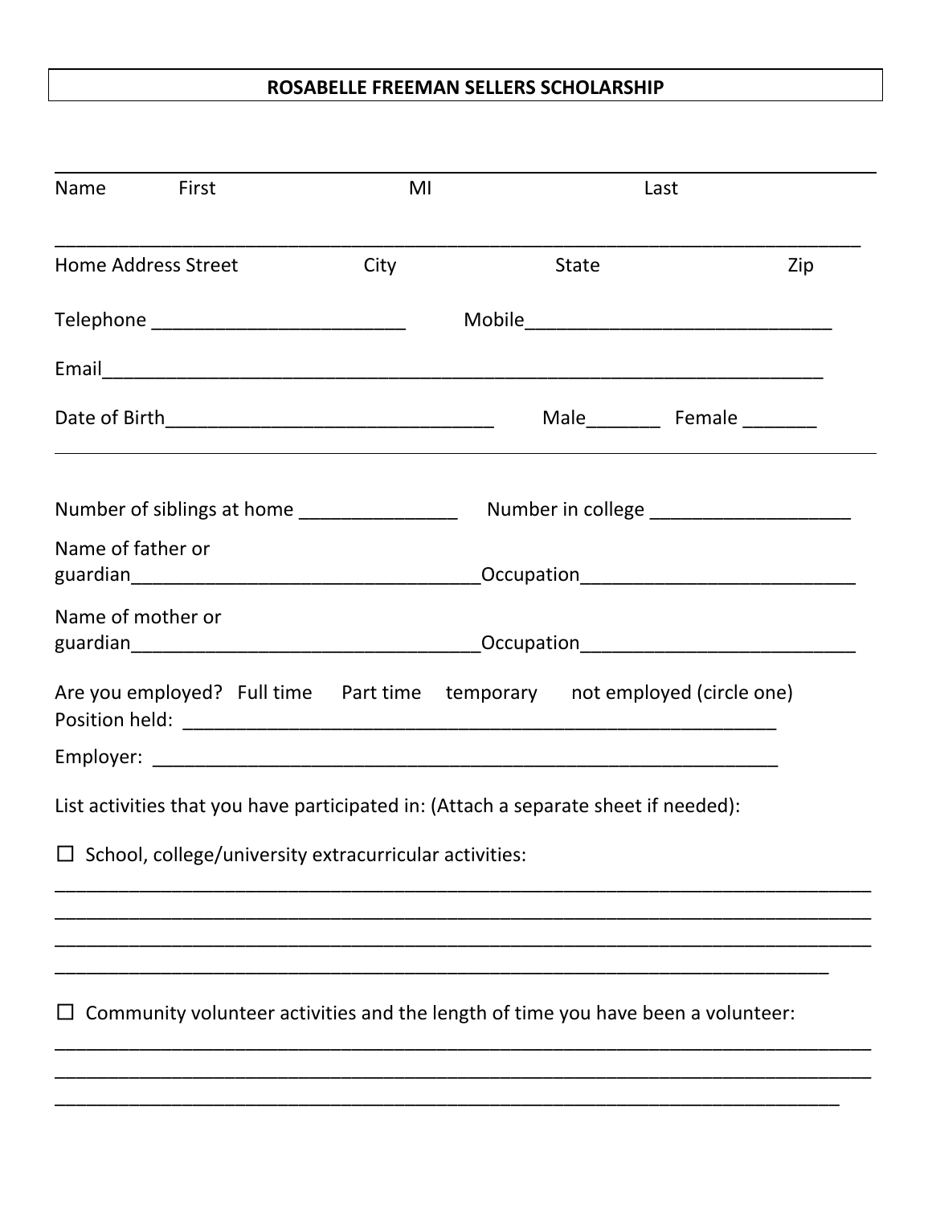# ROSABELLE FREEMAN SELLERS SCHOLARSHIP

___________________________________________________________________________

Name First MI Last

___________________________________________________________________________

Home Address Street City State Zip

Telephone ________________________ Mobile_____________________________

Email_____________________________________________________________________

Date of Birth________________________________ Male_______ Female _______

Number of siblings at home _______________ Number in college ___________________

Name of father or guardian_________________________________Occupation__________________________

Name of mother or guardian_________________________________Occupation__________________________

Are you employed? Full time Part time temporary not employed (circle one)
Position held: ___________________________________________________________

Employer: _____________________________________________________________

List activities that you have participated in: (Attach a separate sheet if needed):

☐ School, college/university extracurricular activities:

_____________________________________________________________________________
_____________________________________________________________________________
_____________________________________________________________________________
_____________________________________________________________________________

☐ Community volunteer activities and the length of time you have been a volunteer:

_____________________________________________________________________________
_____________________________________________________________________________
_____________________________________________________________________________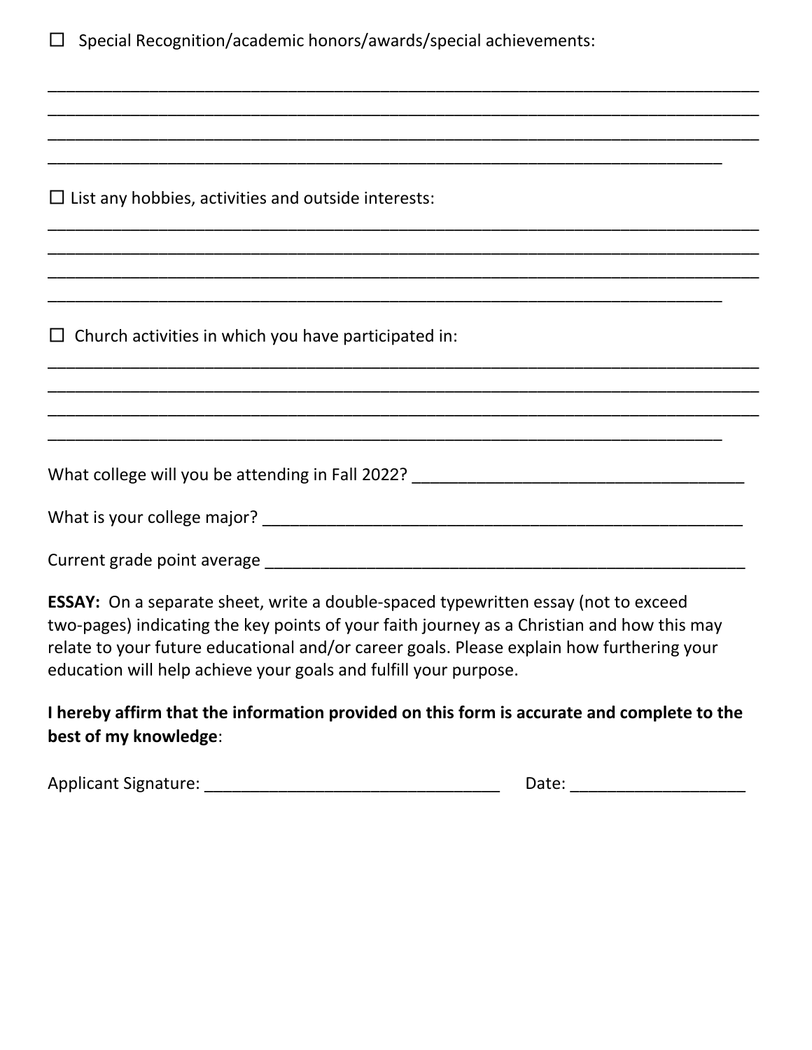☐ Special Recognition/academic honors/awards/special achievements:

______________________________________________________________________________
______________________________________________________________________________
______________________________________________________________________________
__________________________________________________________________________

☐ List any hobbies, activities and outside interests:

______________________________________________________________________________
______________________________________________________________________________
______________________________________________________________________________
__________________________________________________________________________

☐ Church activities in which you have participated in:

______________________________________________________________________________
______________________________________________________________________________
______________________________________________________________________________
__________________________________________________________________________

What college will you be attending in Fall 2022? ______________________________________

What is your college major? ________________________________________________________

Current grade point average ________________________________________________________

**ESSAY:** On a separate sheet, write a double-spaced typewritten essay (not to exceed two-pages) indicating the key points of your faith journey as a Christian and how this may relate to your future educational and/or career goals. Please explain how furthering your education will help achieve your goals and fulfill your purpose.

**I hereby affirm that the information provided on this form is accurate and complete to the best of my knowledge**:

Applicant Signature: ________________________________ Date: ___________________